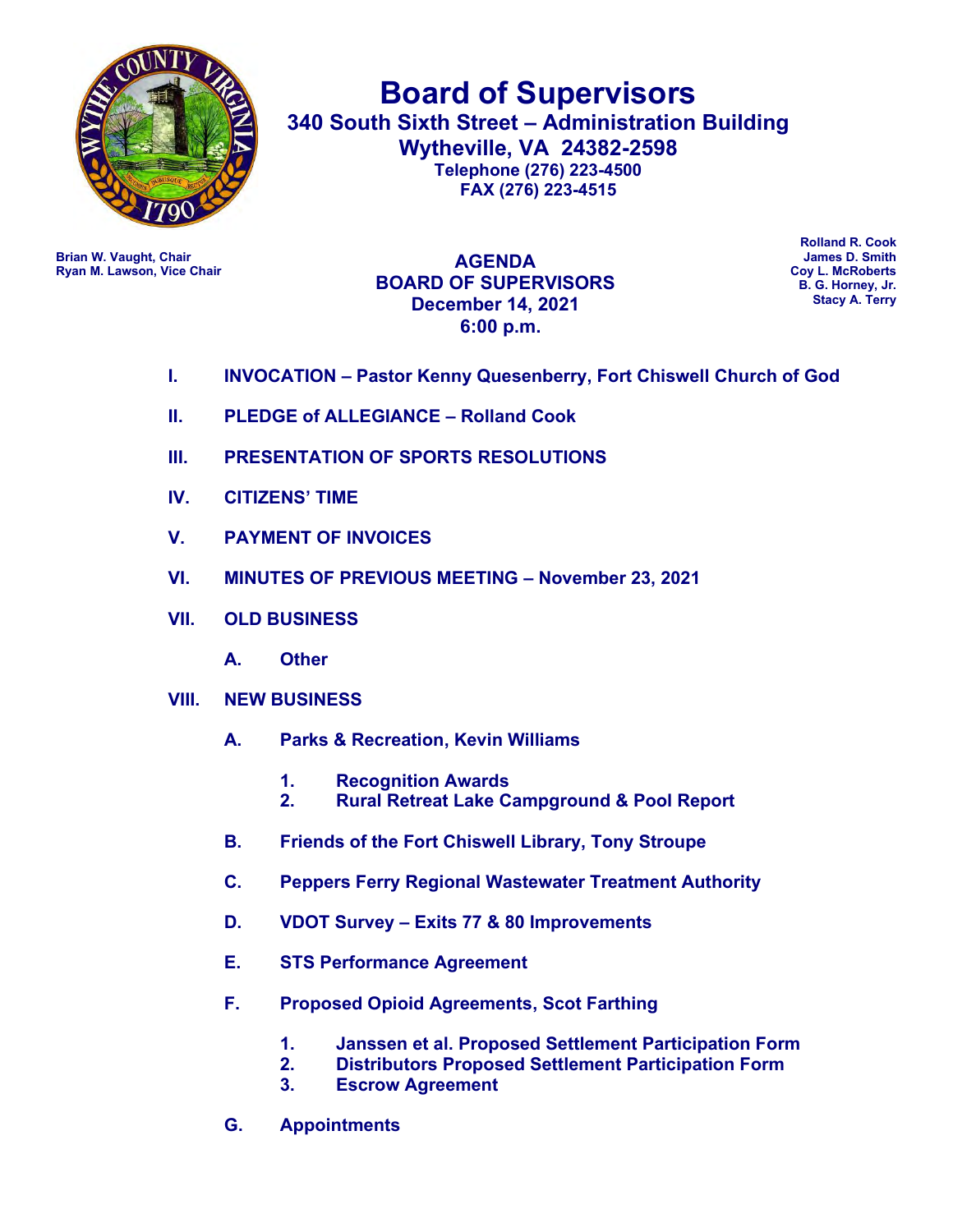# Board of Supervisors

## 340 South Sixth Street – Administration Building
## Wytheville, VA 24382-2598

**Telephone (276) 223-4500**
**FAX (276) 223-4515**

**Brian W. Vaught, Chair**
**Ryan M. Lawson, Vice Chair**

**Rolland R. Cook**
**James D. Smith**
**Coy L. McRoberts**
**B. G. Horney, Jr.**
**Stacy A. Terry**

## AGENDA
## BOARD OF SUPERVISORS
## December 14, 2021
## 6:00 p.m.

**I. INVOCATION – Pastor Kenny Quesenberry, Fort Chiswell Church of God**

**II. PLEDGE of ALLEGIANCE – Rolland Cook**

**III. PRESENTATION OF SPORTS RESOLUTIONS**

**IV. CITIZENS' TIME**

**V. PAYMENT OF INVOICES**

**VI. MINUTES OF PREVIOUS MEETING – November 23, 2021**

**VII. OLD BUSINESS**

- **A. Other**

**VIII. NEW BUSINESS**

- **A. Parks & Recreation, Kevin Williams**
  1. **Recognition Awards**
  2. **Rural Retreat Lake Campground & Pool Report**
- **B. Friends of the Fort Chiswell Library, Tony Stroupe**
- **C. Peppers Ferry Regional Wastewater Treatment Authority**
- **D. VDOT Survey – Exits 77 & 80 Improvements**
- **E. STS Performance Agreement**
- **F. Proposed Opioid Agreements, Scot Farthing**
  1. **Janssen et al. Proposed Settlement Participation Form**
  2. **Distributors Proposed Settlement Participation Form**
  3. **Escrow Agreement**
- **G. Appointments**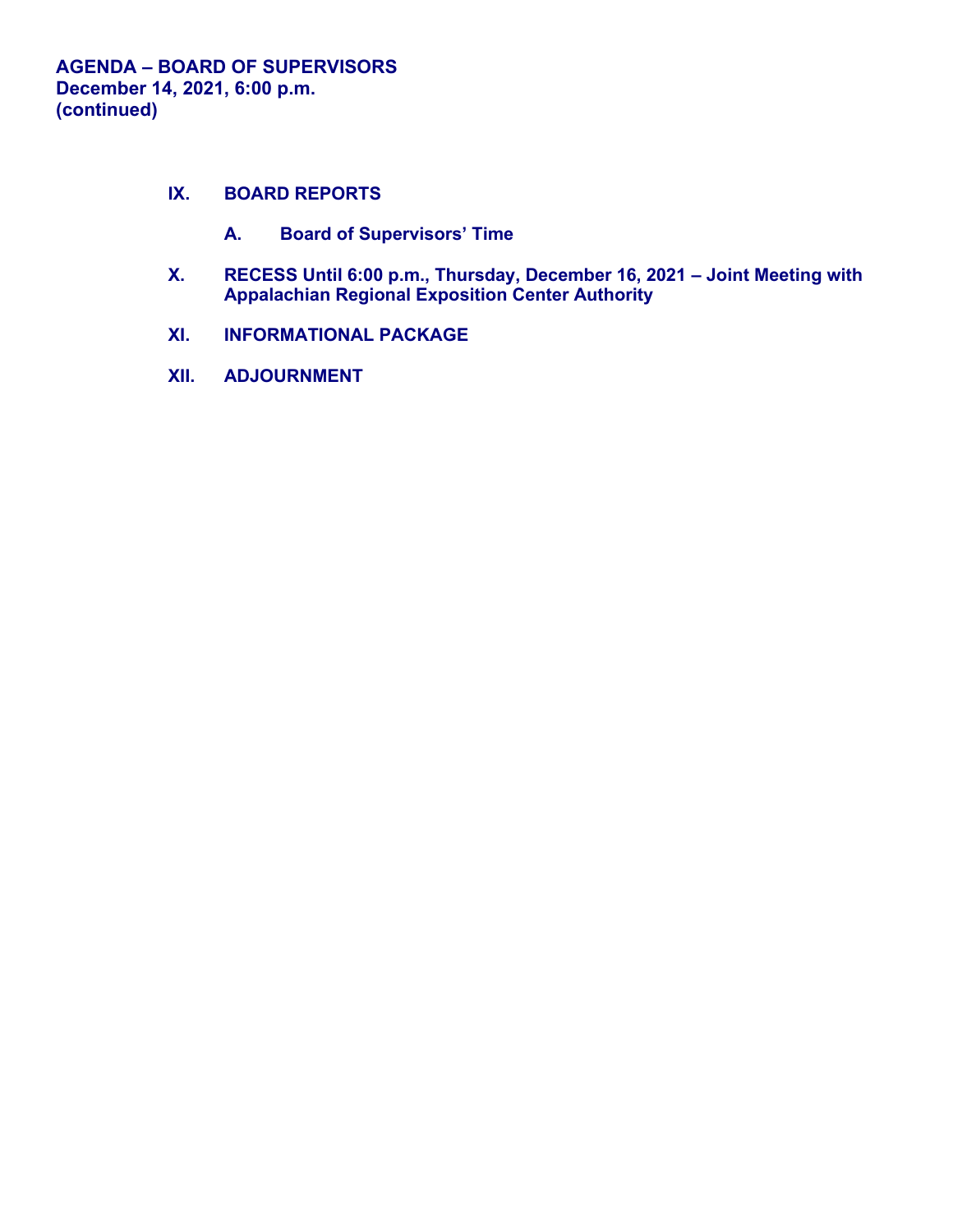**AGENDA – BOARD OF SUPERVISORS**
**December 14, 2021, 6:00 p.m.**
**(continued)**

**IX. BOARD REPORTS**

**A. Board of Supervisors' Time**

**X. RECESS Until 6:00 p.m., Thursday, December 16, 2021 – Joint Meeting with Appalachian Regional Exposition Center Authority**

**XI. INFORMATIONAL PACKAGE**

**XII. ADJOURNMENT**